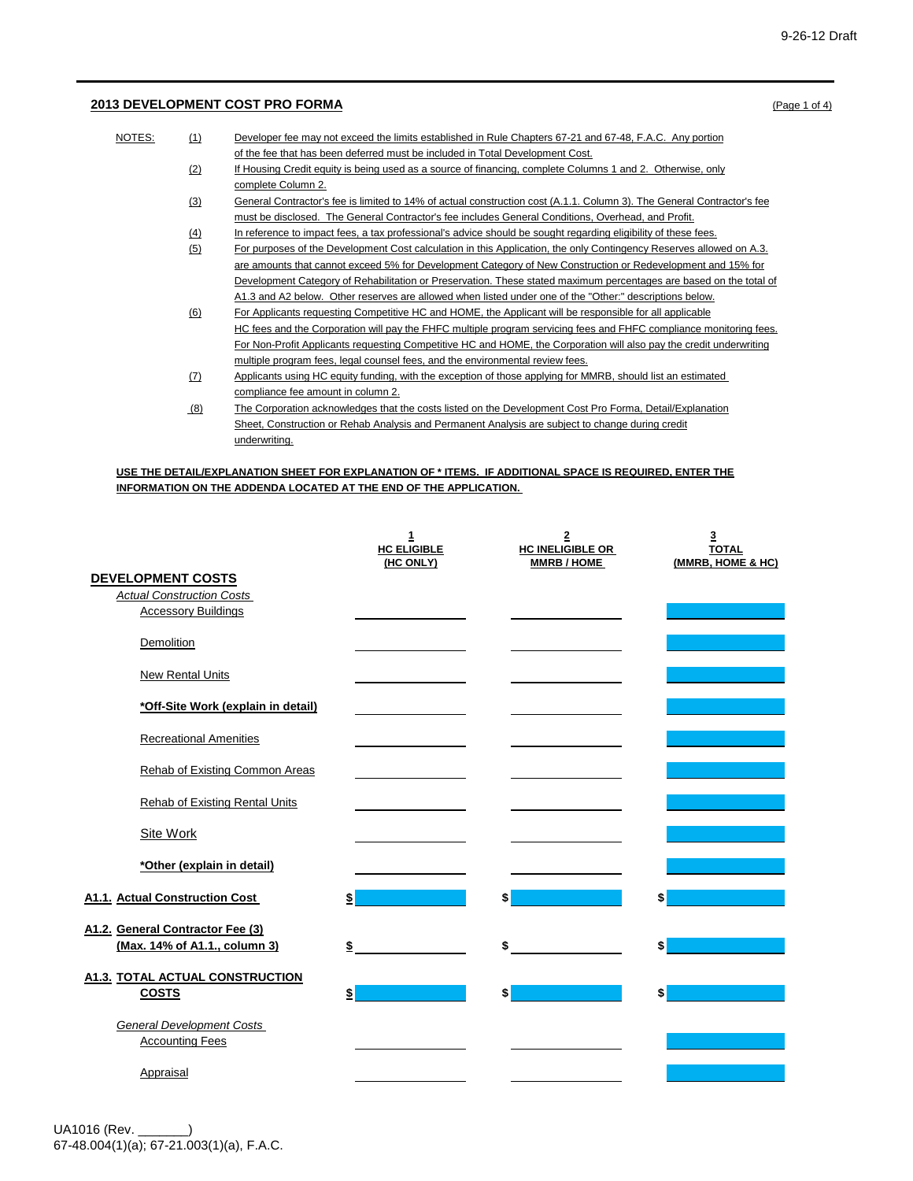## 2013 DEVELOPMENT COST PRO FORMA

(Page 1 of 4)

NOTES:

(1) Developer fee may not exceed the limits established in Rule Chapters 67-21 and 67-48, F.A.C. Any portion of the fee that has been deferred must be included in Total Development Cost.

(2) If Housing Credit equity is being used as a source of financing, complete Columns 1 and 2. Otherwise, only complete Column 2.

(3) General Contractor's fee is limited to 14% of actual construction cost (A.1.1. Column 3). The General Contractor's fee must be disclosed. The General Contractor's fee includes General Conditions, Overhead, and Profit.

(4) In reference to impact fees, a tax professional's advice should be sought regarding eligibility of these fees.

(5) For purposes of the Development Cost calculation in this Application, the only Contingency Reserves allowed on A.3. are amounts that cannot exceed 5% for Development Category of New Construction or Redevelopment and 15% for Development Category of Rehabilitation or Preservation. These stated maximum percentages are based on the total of A1.3 and A2 below. Other reserves are allowed when listed under one of the "Other:" descriptions below.

(6) For Applicants requesting Competitive HC and HOME, the Applicant will be responsible for all applicable HC fees and the Corporation will pay the FHFC multiple program servicing fees and FHFC compliance monitoring fees. For Non-Profit Applicants requesting Competitive HC and HOME, the Corporation will also pay the credit underwriting multiple program fees, legal counsel fees, and the environmental review fees.

(7) Applicants using HC equity funding, with the exception of those applying for MMRB, should list an estimated compliance fee amount in column 2.

(8) The Corporation acknowledges that the costs listed on the Development Cost Pro Forma, Detail/Explanation Sheet, Construction or Rehab Analysis and Permanent Analysis are subject to change during credit underwriting.

**USE THE DETAIL/EXPLANATION SHEET FOR EXPLANATION OF * ITEMS. IF ADDITIONAL SPACE IS REQUIRED, ENTER THE INFORMATION ON THE ADDENDA LOCATED AT THE END OF THE APPLICATION.**

| | 1<br>HC ELIGIBLE<br>(HC ONLY) | 2<br>HC INELIGIBLE OR<br>MMRB / HOME | 3<br>TOTAL<br>(MMRB, HOME & HC) |
|---|---|---|---|
| **DEVELOPMENT COSTS** | | | |
| *Actual Construction Costs* | | | |
| Accessory Buildings | | | |
| Demolition | | | |
| New Rental Units | | | |
| **\*Off-Site Work (explain in detail)** | | | |
| Recreational Amenities | | | |
| Rehab of Existing Common Areas | | | |
| Rehab of Existing Rental Units | | | |
| Site Work | | | |
| **\*Other (explain in detail)** | | | |
| **A1.1. Actual Construction Cost** | $ | $ | $ |
| **A1.2. General Contractor Fee (3) (Max. 14% of A1.1., column 3)** | $ | $ | $ |
| **A1.3. TOTAL ACTUAL CONSTRUCTION COSTS** | $ | $ | $ |
| *General Development Costs* | | | |
| Accounting Fees | | | |
| Appraisal | | | |

UA1016 (Rev. _______)
67-48.004(1)(a); 67-21.003(1)(a), F.A.C.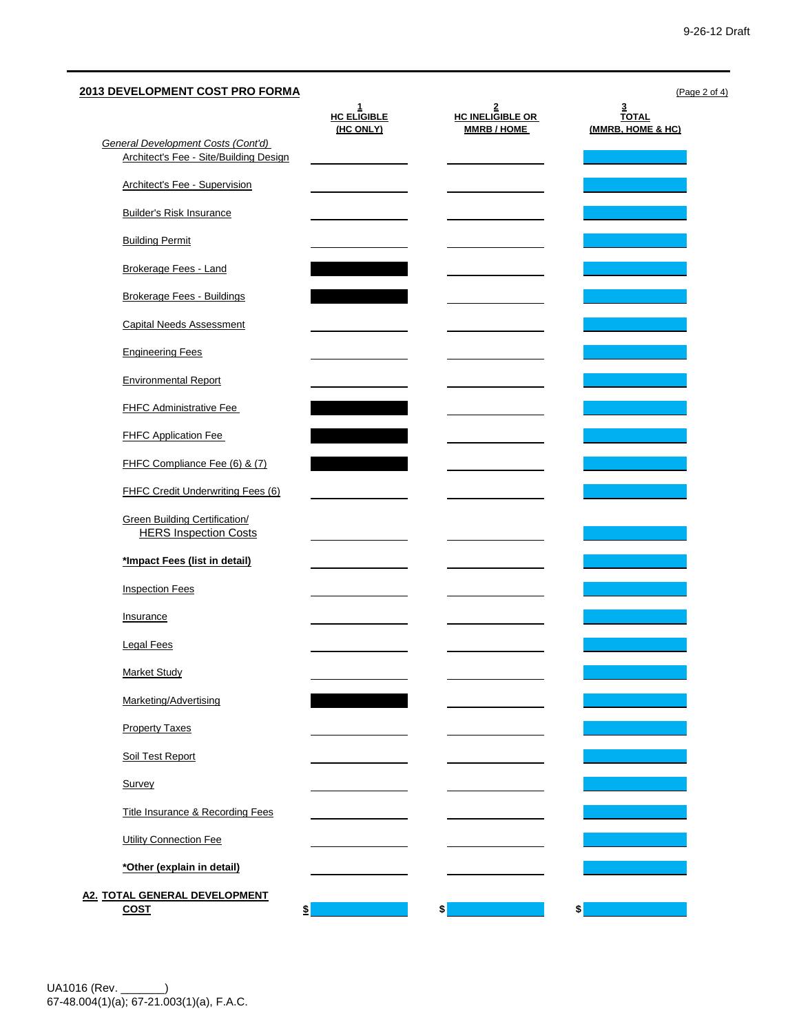## 2013 DEVELOPMENT COST PRO FORMA

(Page 2 of 4)

| | 1 HC ELIGIBLE (HC ONLY) | 2 HC INELIGIBLE OR MMRB / HOME | 3 TOTAL (MMRB, HOME & HC) |
|---|---|---|---|
| *General Development Costs (Cont'd)* | | | |
| Architect's Fee - Site/Building Design | | | |
| Architect's Fee - Supervision | | | |
| Builder's Risk Insurance | | | |
| Building Permit | | | |
| Brokerage Fees - Land | | | |
| Brokerage Fees - Buildings | | | |
| Capital Needs Assessment | | | |
| Engineering Fees | | | |
| Environmental Report | | | |
| FHFC Administrative Fee | | | |
| FHFC Application Fee | | | |
| FHFC Compliance Fee (6) & (7) | | | |
| FHFC Credit Underwriting Fees (6) | | | |
| Green Building Certification/ HERS Inspection Costs | | | |
| **\*Impact Fees (list in detail)** | | | |
| Inspection Fees | | | |
| Insurance | | | |
| Legal Fees | | | |
| Market Study | | | |
| Marketing/Advertising | | | |
| Property Taxes | | | |
| Soil Test Report | | | |
| Survey | | | |
| Title Insurance & Recording Fees | | | |
| Utility Connection Fee | | | |
| **\*Other (explain in detail)** | | | |
| **A2. TOTAL GENERAL DEVELOPMENT COST** | $ | $ | $ |

UA1016 (Rev. _______)
67-48.004(1)(a); 67-21.003(1)(a), F.A.C.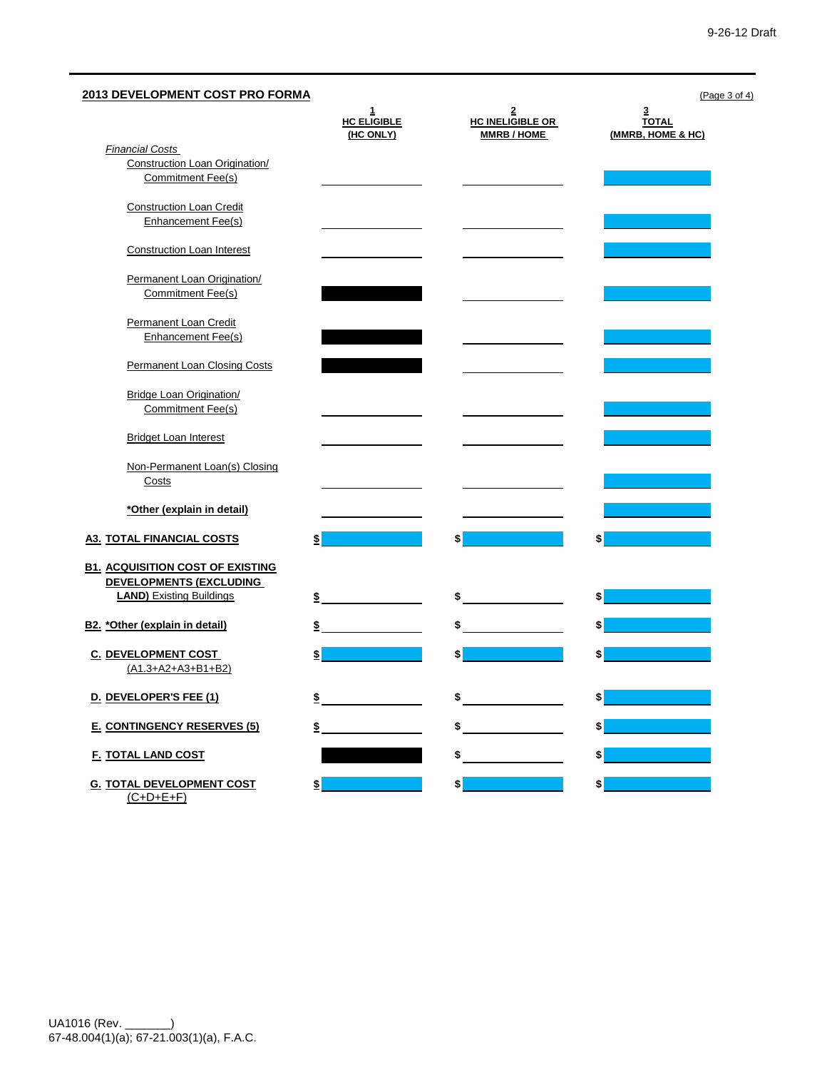## 2013 DEVELOPMENT COST PRO FORMA

(Page 3 of 4)

| | 1<br>HC ELIGIBLE<br>(HC ONLY) | 2<br>HC INELIGIBLE OR<br>MMRB / HOME | 3<br>TOTAL<br>(MMRB, HOME & HC) |
|---|---|---|---|
| *Financial Costs* | | | |
| Construction Loan Origination/ Commitment Fee(s) | | | |
| Construction Loan Credit Enhancement Fee(s) | | | |
| Construction Loan Interest | | | |
| Permanent Loan Origination/ Commitment Fee(s) | | | |
| Permanent Loan Credit Enhancement Fee(s) | | | |
| Permanent Loan Closing Costs | | | |
| Bridge Loan Origination/ Commitment Fee(s) | | | |
| Bridget Loan Interest | | | |
| Non-Permanent Loan(s) Closing Costs | | | |
| **\*Other (explain in detail)** | | | |
| **A3. TOTAL FINANCIAL COSTS** | $ | $ | $ |
| **B1. ACQUISITION COST OF EXISTING DEVELOPMENTS (EXCLUDING LAND)** Existing Buildings | $ | $ | $ |
| **B2. \*Other (explain in detail)** | $ | $ | $ |
| **C. DEVELOPMENT COST** (A1.3+A2+A3+B1+B2) | $ | $ | $ |
| **D. DEVELOPER'S FEE (1)** | $ | $ | $ |
| **E. CONTINGENCY RESERVES (5)** | $ | $ | $ |
| **F. TOTAL LAND COST** | | $ | $ |
| **G. TOTAL DEVELOPMENT COST** (C+D+E+F) | $ | $ | $ |

UA1016 (Rev. _______)
67-48.004(1)(a); 67-21.003(1)(a), F.A.C.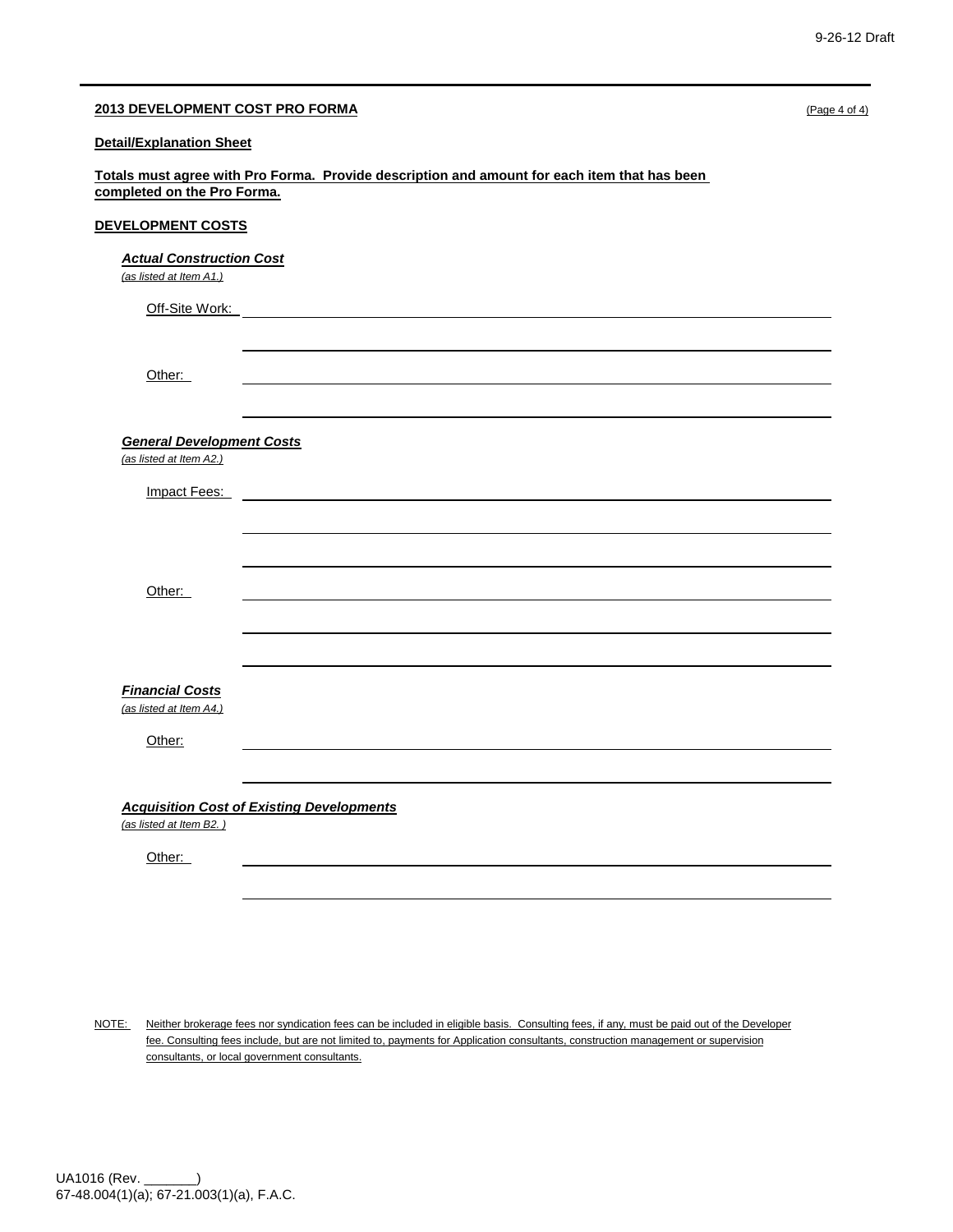**2013 DEVELOPMENT COST PRO FORMA** (Page 4 of 4)

**Detail/Explanation Sheet**

**Totals must agree with Pro Forma. Provide description and amount for each item that has been completed on the Pro Forma.**

**DEVELOPMENT COSTS**

***Actual Construction Cost***
*(as listed at Item A1.)*

Off-Site Work: ______________________________________________

______________________________________________

Other: ______________________________________________

______________________________________________

***General Development Costs***
*(as listed at Item A2.)*

Impact Fees: ______________________________________________

______________________________________________

______________________________________________

Other: ______________________________________________

______________________________________________

______________________________________________

***Financial Costs***
*(as listed at Item A4.)*

Other: ______________________________________________

______________________________________________

***Acquisition Cost of Existing Developments***
*(as listed at Item B2. )*

Other: ______________________________________________

______________________________________________

NOTE: Neither brokerage fees nor syndication fees can be included in eligible basis. Consulting fees, if any, must be paid out of the Developer fee. Consulting fees include, but are not limited to, payments for Application consultants, construction management or supervision consultants, or local government consultants.

UA1016 (Rev. _______)
67-48.004(1)(a); 67-21.003(1)(a), F.A.C.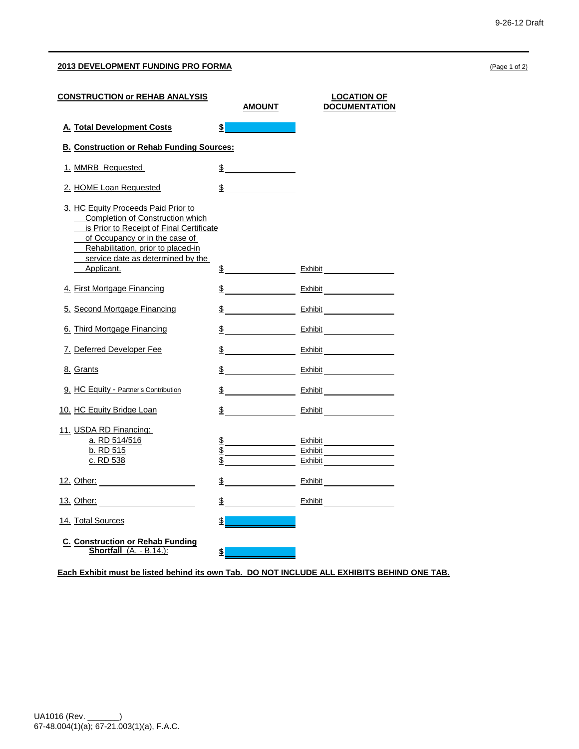9-26-12 Draft

## 2013 DEVELOPMENT FUNDING PRO FORMA

(Page 1 of 2)

| CONSTRUCTION or REHAB ANALYSIS | AMOUNT | LOCATION OF DOCUMENTATION |
|---|---|---|
| **A. Total Development Costs** | **$** | |
| **B. Construction or Rehab Funding Sources:** | | |
| 1. MMRB Requested | $ | |
| 2. HOME Loan Requested | $ | |
| 3. HC Equity Proceeds Paid Prior to Completion of Construction which is Prior to Receipt of Final Certificate of Occupancy or in the case of Rehabilitation, prior to placed-in service date as determined by the Applicant. | $ | Exhibit |
| 4. First Mortgage Financing | $ | Exhibit |
| 5. Second Mortgage Financing | $ | Exhibit |
| 6. Third Mortgage Financing | $ | Exhibit |
| 7. Deferred Developer Fee | $ | Exhibit |
| 8. Grants | $ | Exhibit |
| 9. HC Equity - Partner's Contribution | $ | Exhibit |
| 10. HC Equity Bridge Loan | $ | Exhibit |
| 11. USDA RD Financing: | | |
| a. RD 514/516 | $ | Exhibit |
| b. RD 515 | $ | Exhibit |
| c. RD 538 | $ | Exhibit |
| 12. Other: | $ | Exhibit |
| 13. Other: | $ | Exhibit |
| 14. Total Sources | $ | |
| **C. Construction or Rehab Funding Shortfall** (A. - B.14.): | **$** | |

**Each Exhibit must be listed behind its own Tab. DO NOT INCLUDE ALL EXHIBITS BEHIND ONE TAB.**

UA1016 (Rev. _______)
67-48.004(1)(a); 67-21.003(1)(a), F.A.C.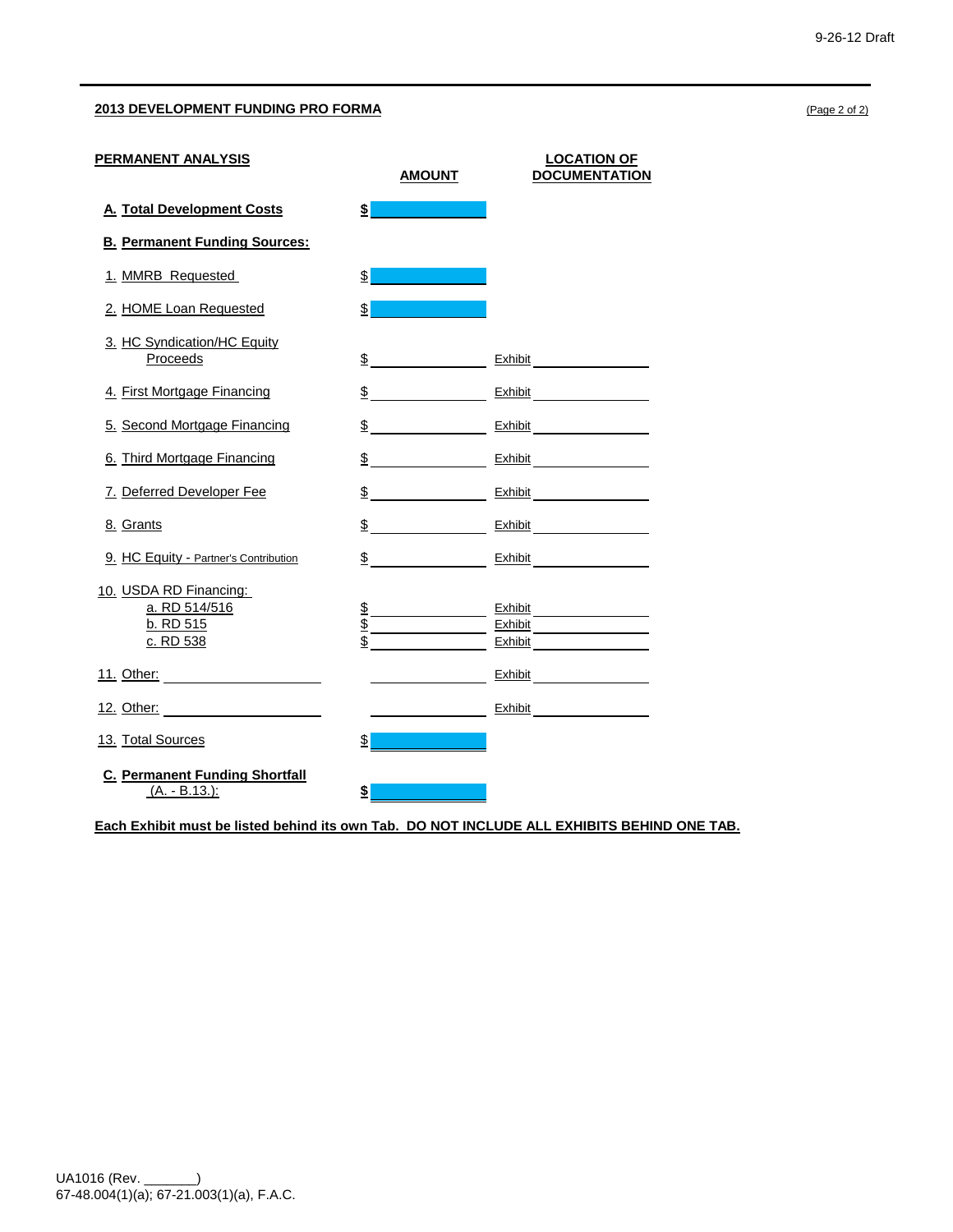9-26-12 Draft

## 2013 DEVELOPMENT FUNDING PRO FORMA

(Page 2 of 2)

| PERMANENT ANALYSIS | AMOUNT | LOCATION OF DOCUMENTATION |
|---|---|---|
| **A. Total Development Costs** | **$** | |
| **B. Permanent Funding Sources:** | | |
| 1. MMRB Requested | $ | |
| 2. HOME Loan Requested | $ | |
| 3. HC Syndication/HC Equity Proceeds | $ | Exhibit |
| 4. First Mortgage Financing | $ | Exhibit |
| 5. Second Mortgage Financing | $ | Exhibit |
| 6. Third Mortgage Financing | $ | Exhibit |
| 7. Deferred Developer Fee | $ | Exhibit |
| 8. Grants | $ | Exhibit |
| 9. HC Equity - Partner's Contribution | $ | Exhibit |
| 10. USDA RD Financing: | | |
| a. RD 514/516 | $ | Exhibit |
| b. RD 515 | $ | Exhibit |
| c. RD 538 | $ | Exhibit |
| 11. Other: | | Exhibit |
| 12. Other: | | Exhibit |
| 13. Total Sources | $ | |
| **C. Permanent Funding Shortfall** (A. - B.13.): | **$** | |

**Each Exhibit must be listed behind its own Tab. DO NOT INCLUDE ALL EXHIBITS BEHIND ONE TAB.**

UA1016 (Rev. _______)
67-48.004(1)(a); 67-21.003(1)(a), F.A.C.